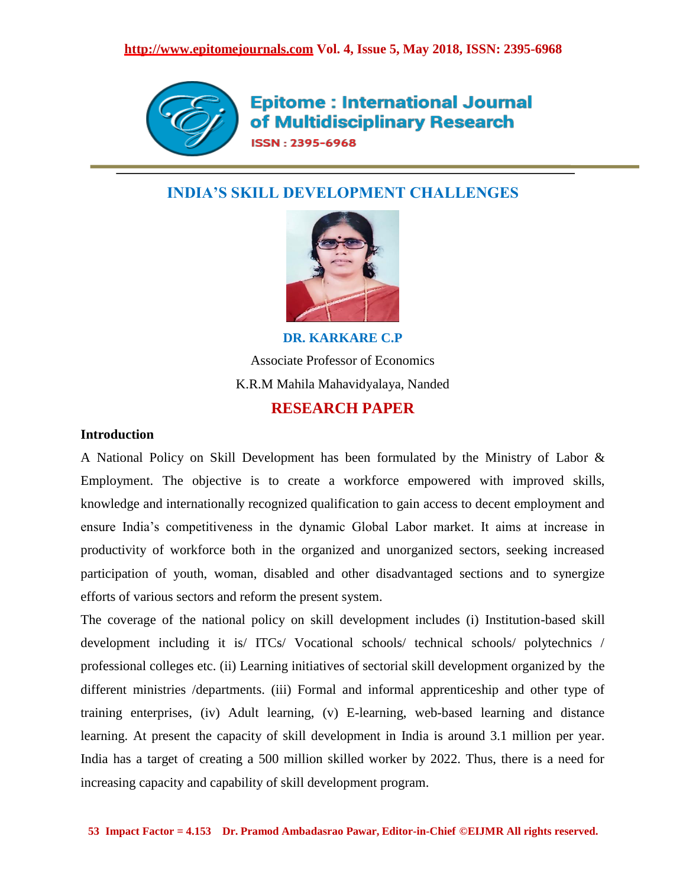# INDIA'S SKILL DEVELOPMENT CHALLENGES

**DR. KARKARE C.P**

Associate Professor of Economics

K.R.M Mahila Mahavidyalaya, Nanded

**RESEARCH PAPER**

## Introduction

A National Policy on Skill Development has been formulated by the Ministry of Labor & Employment. The objective is to create a workforce empowered with improved skills, knowledge and internationally recognized qualification to gain access to decent employment and ensure India's competitiveness in the dynamic Global Labor market. It aims at increase in productivity of workforce both in the organized and unorganized sectors, seeking increased participation of youth, woman, disabled and other disadvantaged sections and to synergize efforts of various sectors and reform the present system.

The coverage of the national policy on skill development includes (i) Institution-based skill development including it is/ ITCs/ Vocational schools/ technical schools/ polytechnics / professional colleges etc. (ii) Learning initiatives of sectorial skill development organized by the different ministries /departments. (iii) Formal and informal apprenticeship and other type of training enterprises, (iv) Adult learning, (v) E-learning, web-based learning and distance learning. At present the capacity of skill development in India is around 3.1 million per year. India has a target of creating a 500 million skilled worker by 2022. Thus, there is a need for increasing capacity and capability of skill development program.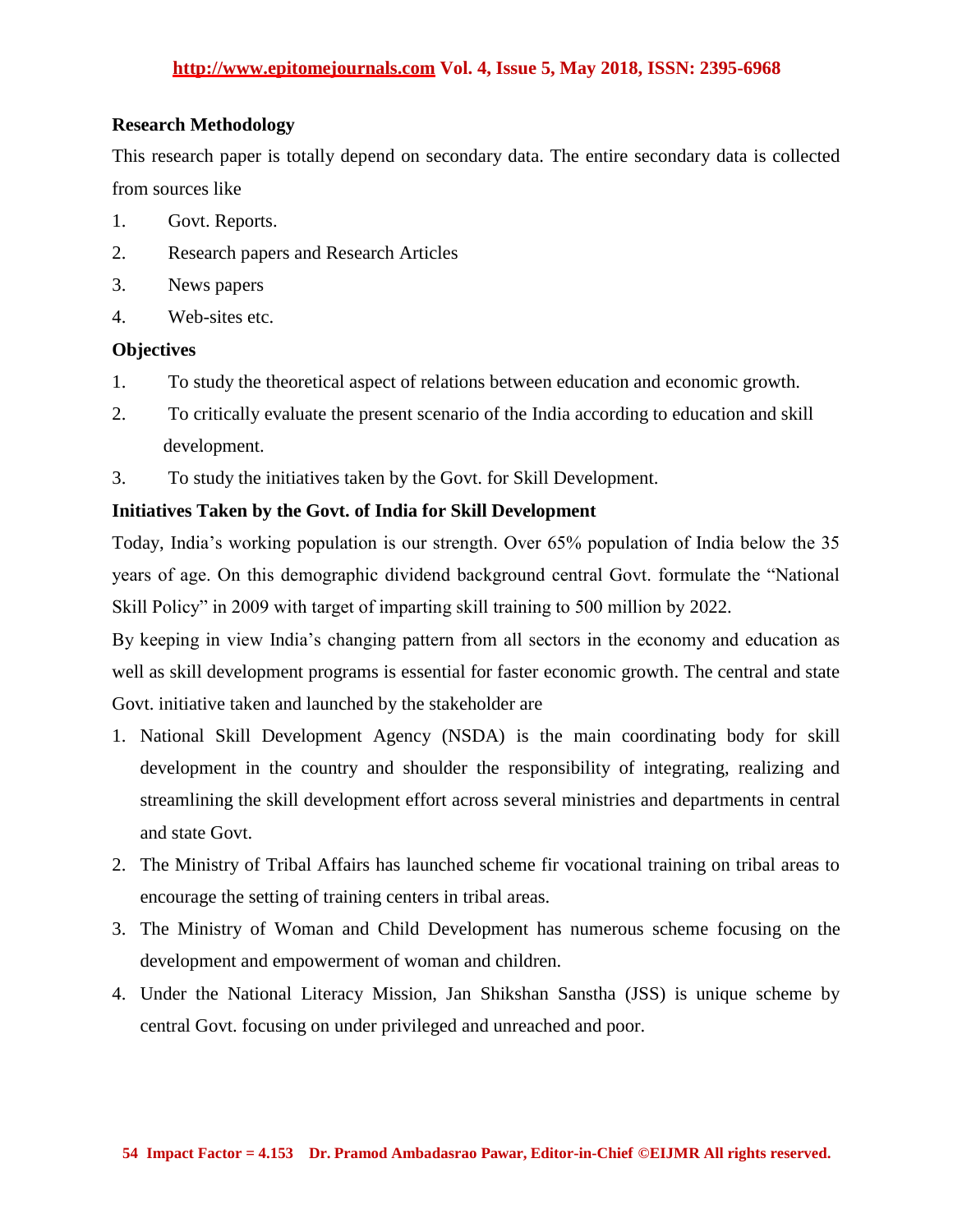**Research Methodology**

This research paper is totally depend on secondary data. The entire secondary data is collected from sources like

1. Govt. Reports.
2. Research papers and Research Articles
3. News papers
4. Web-sites etc.

**Objectives**

1. To study the theoretical aspect of relations between education and economic growth.
2. To critically evaluate the present scenario of the India according to education and skill development.
3. To study the initiatives taken by the Govt. for Skill Development.

**Initiatives Taken by the Govt. of India for Skill Development**

Today, India's working population is our strength. Over 65% population of India below the 35 years of age. On this demographic dividend background central Govt. formulate the "National Skill Policy" in 2009 with target of imparting skill training to 500 million by 2022.

By keeping in view India's changing pattern from all sectors in the economy and education as well as skill development programs is essential for faster economic growth. The central and state Govt. initiative taken and launched by the stakeholder are

1. National Skill Development Agency (NSDA) is the main coordinating body for skill development in the country and shoulder the responsibility of integrating, realizing and streamlining the skill development effort across several ministries and departments in central and state Govt.
2. The Ministry of Tribal Affairs has launched scheme fir vocational training on tribal areas to encourage the setting of training centers in tribal areas.
3. The Ministry of Woman and Child Development has numerous scheme focusing on the development and empowerment of woman and children.
4. Under the National Literacy Mission, Jan Shikshan Sanstha (JSS) is unique scheme by central Govt. focusing on under privileged and unreached and poor.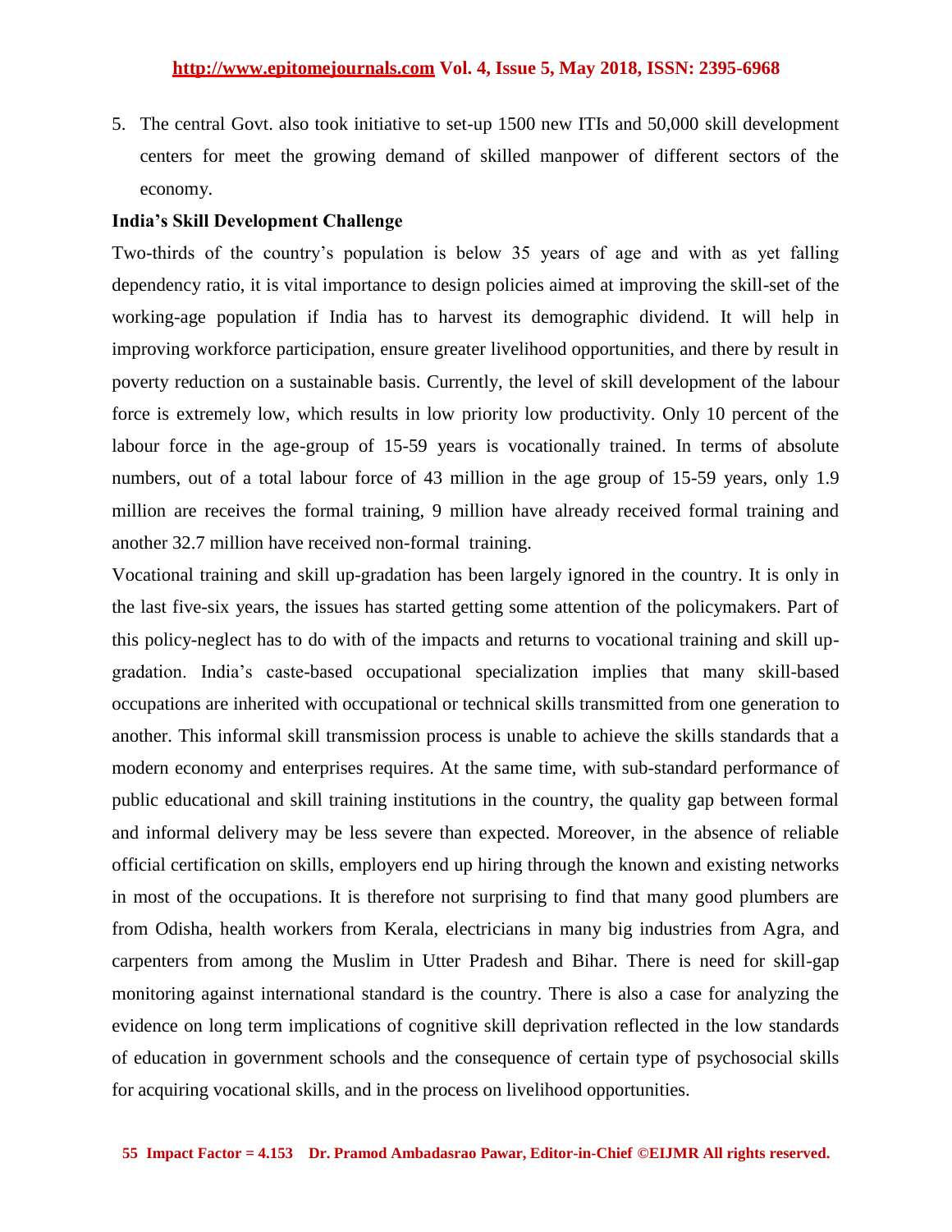5. The central Govt. also took initiative to set-up 1500 new ITIs and 50,000 skill development centers for meet the growing demand of skilled manpower of different sectors of the economy.

**India's Skill Development Challenge**

Two-thirds of the country's population is below 35 years of age and with as yet falling dependency ratio, it is vital importance to design policies aimed at improving the skill-set of the working-age population if India has to harvest its demographic dividend. It will help in improving workforce participation, ensure greater livelihood opportunities, and there by result in poverty reduction on a sustainable basis. Currently, the level of skill development of the labour force is extremely low, which results in low priority low productivity. Only 10 percent of the labour force in the age-group of 15-59 years is vocationally trained. In terms of absolute numbers, out of a total labour force of 43 million in the age group of 15-59 years, only 1.9 million are receives the formal training, 9 million have already received formal training and another 32.7 million have received non-formal training.

Vocational training and skill up-gradation has been largely ignored in the country. It is only in the last five-six years, the issues has started getting some attention of the policymakers. Part of this policy-neglect has to do with of the impacts and returns to vocational training and skill up-gradation. India's caste-based occupational specialization implies that many skill-based occupations are inherited with occupational or technical skills transmitted from one generation to another. This informal skill transmission process is unable to achieve the skills standards that a modern economy and enterprises requires. At the same time, with sub-standard performance of public educational and skill training institutions in the country, the quality gap between formal and informal delivery may be less severe than expected. Moreover, in the absence of reliable official certification on skills, employers end up hiring through the known and existing networks in most of the occupations. It is therefore not surprising to find that many good plumbers are from Odisha, health workers from Kerala, electricians in many big industries from Agra, and carpenters from among the Muslim in Utter Pradesh and Bihar. There is need for skill-gap monitoring against international standard is the country. There is also a case for analyzing the evidence on long term implications of cognitive skill deprivation reflected in the low standards of education in government schools and the consequence of certain type of psychosocial skills for acquiring vocational skills, and in the process on livelihood opportunities.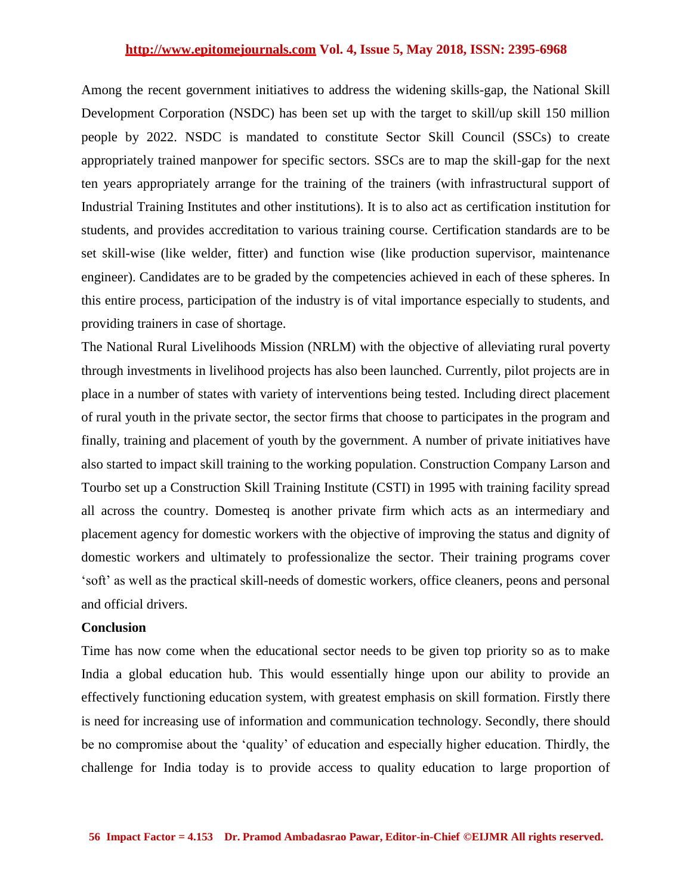Among the recent government initiatives to address the widening skills-gap, the National Skill Development Corporation (NSDC) has been set up with the target to skill/up skill 150 million people by 2022. NSDC is mandated to constitute Sector Skill Council (SSCs) to create appropriately trained manpower for specific sectors. SSCs are to map the skill-gap for the next ten years appropriately arrange for the training of the trainers (with infrastructural support of Industrial Training Institutes and other institutions). It is to also act as certification institution for students, and provides accreditation to various training course. Certification standards are to be set skill-wise (like welder, fitter) and function wise (like production supervisor, maintenance engineer). Candidates are to be graded by the competencies achieved in each of these spheres. In this entire process, participation of the industry is of vital importance especially to students, and providing trainers in case of shortage.

The National Rural Livelihoods Mission (NRLM) with the objective of alleviating rural poverty through investments in livelihood projects has also been launched. Currently, pilot projects are in place in a number of states with variety of interventions being tested. Including direct placement of rural youth in the private sector, the sector firms that choose to participates in the program and finally, training and placement of youth by the government. A number of private initiatives have also started to impact skill training to the working population. Construction Company Larson and Tourbo set up a Construction Skill Training Institute (CSTI) in 1995 with training facility spread all across the country. Domesteq is another private firm which acts as an intermediary and placement agency for domestic workers with the objective of improving the status and dignity of domestic workers and ultimately to professionalize the sector. Their training programs cover 'soft' as well as the practical skill-needs of domestic workers, office cleaners, peons and personal and official drivers.

**Conclusion**

Time has now come when the educational sector needs to be given top priority so as to make India a global education hub. This would essentially hinge upon our ability to provide an effectively functioning education system, with greatest emphasis on skill formation. Firstly there is need for increasing use of information and communication technology. Secondly, there should be no compromise about the 'quality' of education and especially higher education. Thirdly, the challenge for India today is to provide access to quality education to large proportion of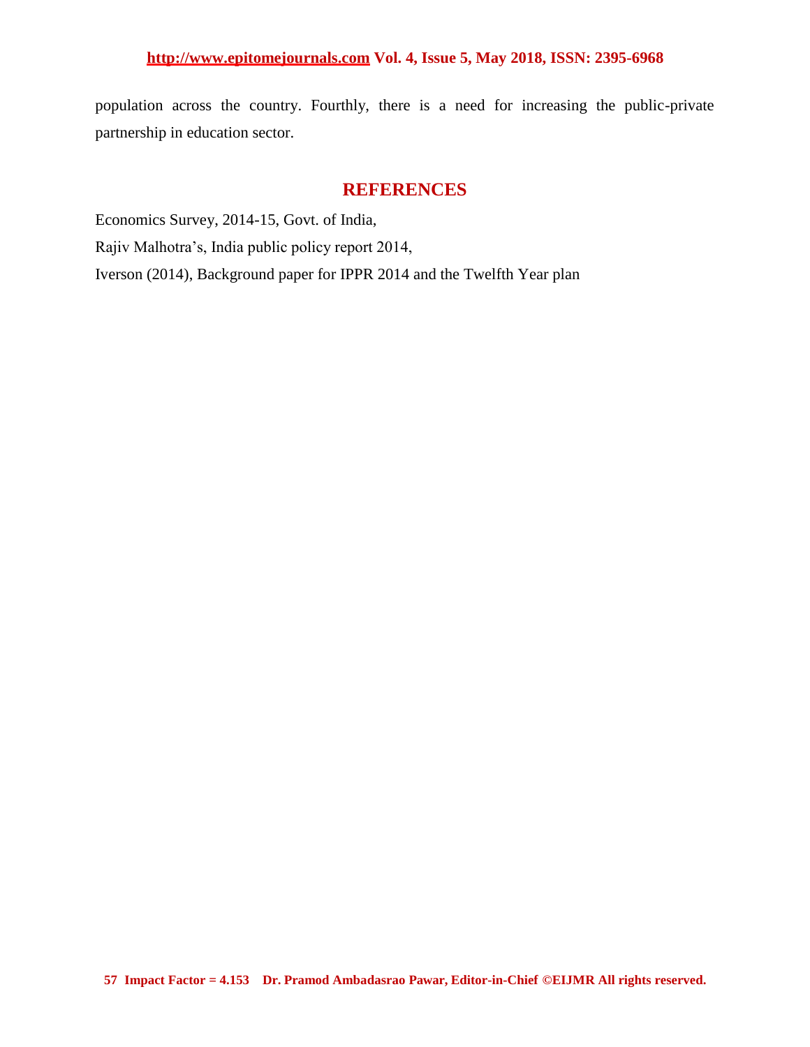population across the country. Fourthly, there is a need for increasing the public-private partnership in education sector.

## REFERENCES

Economics Survey, 2014-15, Govt. of India,

Rajiv Malhotra's, India public policy report 2014,

Iverson (2014), Background paper for IPPR 2014 and the Twelfth Year plan